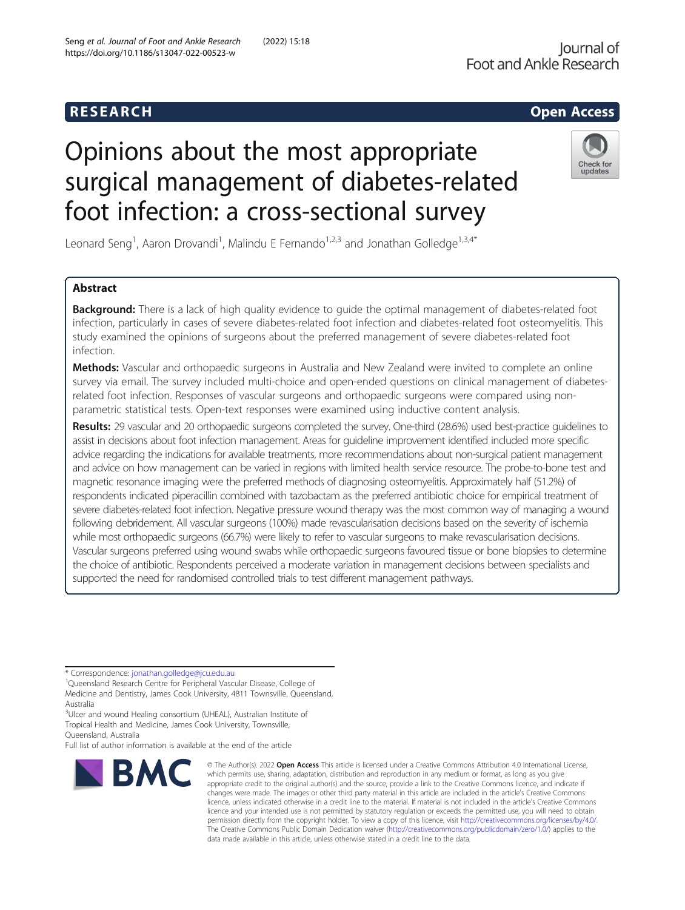RESEARCH Open Access

# Opinions about the most appropriate surgical management of diabetes-related foot infection: a cross-sectional survey

Leonard Seng[1], Aaron Drovandi[1], Malindu E Fernando[1,2,3] and Jonathan Golledge[1,3,4*]

## Abstract

**Background:** There is a lack of high quality evidence to guide the optimal management of diabetes-related foot infection, particularly in cases of severe diabetes-related foot infection and diabetes-related foot osteomyelitis. This study examined the opinions of surgeons about the preferred management of severe diabetes-related foot infection.

**Methods:** Vascular and orthopaedic surgeons in Australia and New Zealand were invited to complete an online survey via email. The survey included multi-choice and open-ended questions on clinical management of diabetes-related foot infection. Responses of vascular surgeons and orthopaedic surgeons were compared using non-parametric statistical tests. Open-text responses were examined using inductive content analysis.

**Results:** 29 vascular and 20 orthopaedic surgeons completed the survey. One-third (28.6%) used best-practice guidelines to assist in decisions about foot infection management. Areas for guideline improvement identified included more specific advice regarding the indications for available treatments, more recommendations about non-surgical patient management and advice on how management can be varied in regions with limited health service resource. The probe-to-bone test and magnetic resonance imaging were the preferred methods of diagnosing osteomyelitis. Approximately half (51.2%) of respondents indicated piperacillin combined with tazobactam as the preferred antibiotic choice for empirical treatment of severe diabetes-related foot infection. Negative pressure wound therapy was the most common way of managing a wound following debridement. All vascular surgeons (100%) made revascularisation decisions based on the severity of ischemia while most orthopaedic surgeons (66.7%) were likely to refer to vascular surgeons to make revascularisation decisions. Vascular surgeons preferred using wound swabs while orthopaedic surgeons favoured tissue or bone biopsies to determine the choice of antibiotic. Respondents perceived a moderate variation in management decisions between specialists and supported the need for randomised controlled trials to test different management pathways.

---

\* Correspondence: jonathan.golledge@jcu.edu.au

[1]Queensland Research Centre for Peripheral Vascular Disease, College of Medicine and Dentistry, James Cook University, 4811 Townsville, Queensland, Australia

[3]Ulcer and wound Healing consortium (UHEAL), Australian Institute of Tropical Health and Medicine, James Cook University, Townsville, Queensland, Australia

Full list of author information is available at the end of the article

© The Author(s). 2022 **Open Access** This article is licensed under a Creative Commons Attribution 4.0 International License, which permits use, sharing, adaptation, distribution and reproduction in any medium or format, as long as you give appropriate credit to the original author(s) and the source, provide a link to the Creative Commons licence, and indicate if changes were made. The images or other third party material in this article are included in the article's Creative Commons licence, unless indicated otherwise in a credit line to the material. If material is not included in the article's Creative Commons licence and your intended use is not permitted by statutory regulation or exceeds the permitted use, you will need to obtain permission directly from the copyright holder. To view a copy of this licence, visit http://creativecommons.org/licenses/by/4.0/. The Creative Commons Public Domain Dedication waiver (http://creativecommons.org/publicdomain/zero/1.0/) applies to the data made available in this article, unless otherwise stated in a credit line to the data.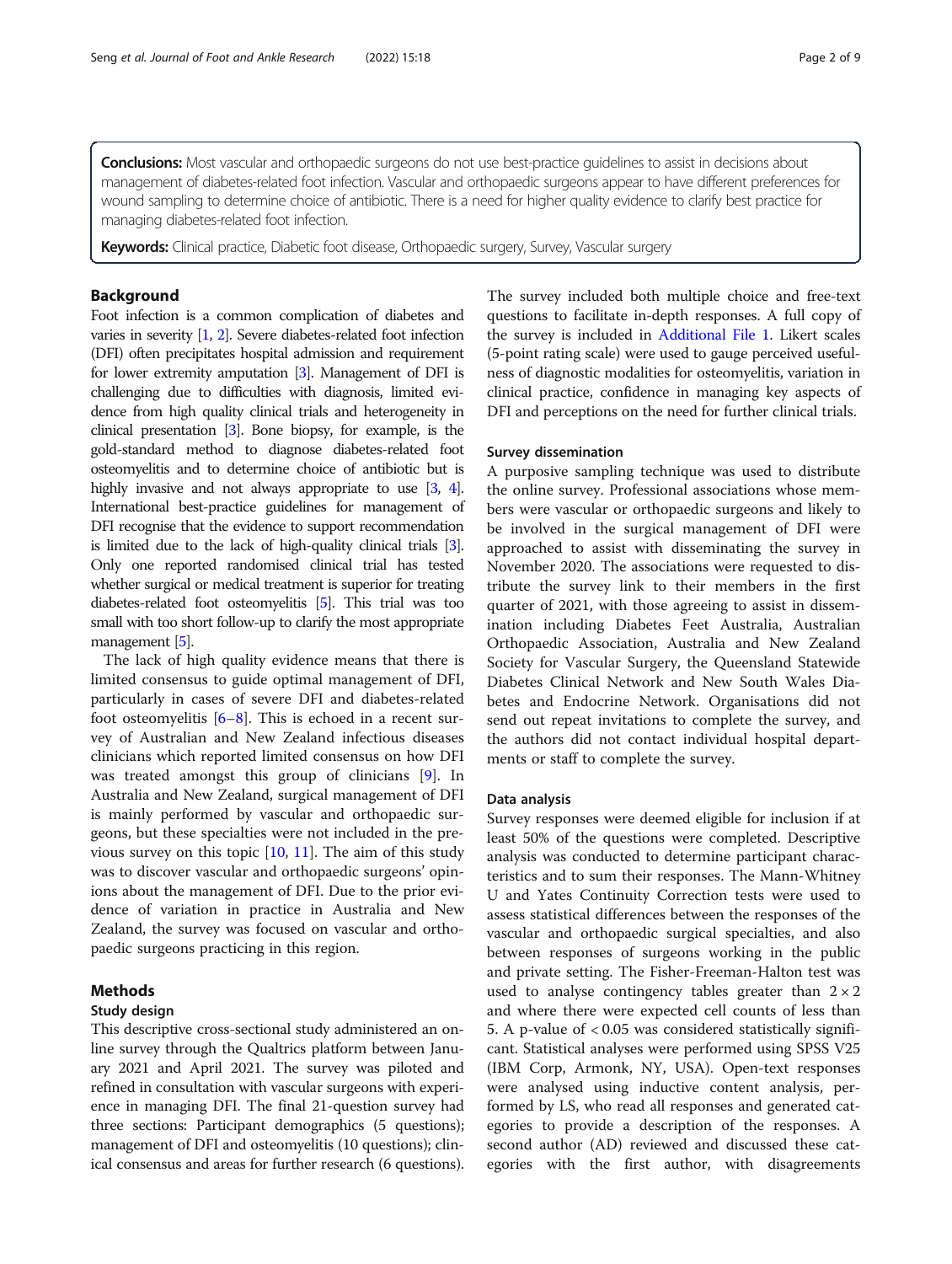**Conclusions:** Most vascular and orthopaedic surgeons do not use best-practice guidelines to assist in decisions about management of diabetes-related foot infection. Vascular and orthopaedic surgeons appear to have different preferences for wound sampling to determine choice of antibiotic. There is a need for higher quality evidence to clarify best practice for managing diabetes-related foot infection.

**Keywords:** Clinical practice, Diabetic foot disease, Orthopaedic surgery, Survey, Vascular surgery

## Background

Foot infection is a common complication of diabetes and varies in severity [1, 2]. Severe diabetes-related foot infection (DFI) often precipitates hospital admission and requirement for lower extremity amputation [3]. Management of DFI is challenging due to difficulties with diagnosis, limited evidence from high quality clinical trials and heterogeneity in clinical presentation [3]. Bone biopsy, for example, is the gold-standard method to diagnose diabetes-related foot osteomyelitis and to determine choice of antibiotic but is highly invasive and not always appropriate to use [3, 4]. International best-practice guidelines for management of DFI recognise that the evidence to support recommendation is limited due to the lack of high-quality clinical trials [3]. Only one reported randomised clinical trial has tested whether surgical or medical treatment is superior for treating diabetes-related foot osteomyelitis [5]. This trial was too small with too short follow-up to clarify the most appropriate management [5].

The lack of high quality evidence means that there is limited consensus to guide optimal management of DFI, particularly in cases of severe DFI and diabetes-related foot osteomyelitis [6–8]. This is echoed in a recent survey of Australian and New Zealand infectious diseases clinicians which reported limited consensus on how DFI was treated amongst this group of clinicians [9]. In Australia and New Zealand, surgical management of DFI is mainly performed by vascular and orthopaedic surgeons, but these specialties were not included in the previous survey on this topic [10, 11]. The aim of this study was to discover vascular and orthopaedic surgeons' opinions about the management of DFI. Due to the prior evidence of variation in practice in Australia and New Zealand, the survey was focused on vascular and orthopaedic surgeons practicing in this region.

## Methods

### Study design

This descriptive cross-sectional study administered an online survey through the Qualtrics platform between January 2021 and April 2021. The survey was piloted and refined in consultation with vascular surgeons with experience in managing DFI. The final 21-question survey had three sections: Participant demographics (5 questions); management of DFI and osteomyelitis (10 questions); clinical consensus and areas for further research (6 questions). The survey included both multiple choice and free-text questions to facilitate in-depth responses. A full copy of the survey is included in Additional File 1. Likert scales (5-point rating scale) were used to gauge perceived usefulness of diagnostic modalities for osteomyelitis, variation in clinical practice, confidence in managing key aspects of DFI and perceptions on the need for further clinical trials.

### Survey dissemination

A purposive sampling technique was used to distribute the online survey. Professional associations whose members were vascular or orthopaedic surgeons and likely to be involved in the surgical management of DFI were approached to assist with disseminating the survey in November 2020. The associations were requested to distribute the survey link to their members in the first quarter of 2021, with those agreeing to assist in dissemination including Diabetes Feet Australia, Australian Orthopaedic Association, Australia and New Zealand Society for Vascular Surgery, the Queensland Statewide Diabetes Clinical Network and New South Wales Diabetes and Endocrine Network. Organisations did not send out repeat invitations to complete the survey, and the authors did not contact individual hospital departments or staff to complete the survey.

### Data analysis

Survey responses were deemed eligible for inclusion if at least 50% of the questions were completed. Descriptive analysis was conducted to determine participant characteristics and to sum their responses. The Mann-Whitney U and Yates Continuity Correction tests were used to assess statistical differences between the responses of the vascular and orthopaedic surgical specialties, and also between responses of surgeons working in the public and private setting. The Fisher-Freeman-Halton test was used to analyse contingency tables greater than $2 \times 2$ and where there were expected cell counts of less than 5. A p-value of $< 0.05$ was considered statistically significant. Statistical analyses were performed using SPSS V25 (IBM Corp, Armonk, NY, USA). Open-text responses were analysed using inductive content analysis, performed by LS, who read all responses and generated categories to provide a description of the responses. A second author (AD) reviewed and discussed these categories with the first author, with disagreements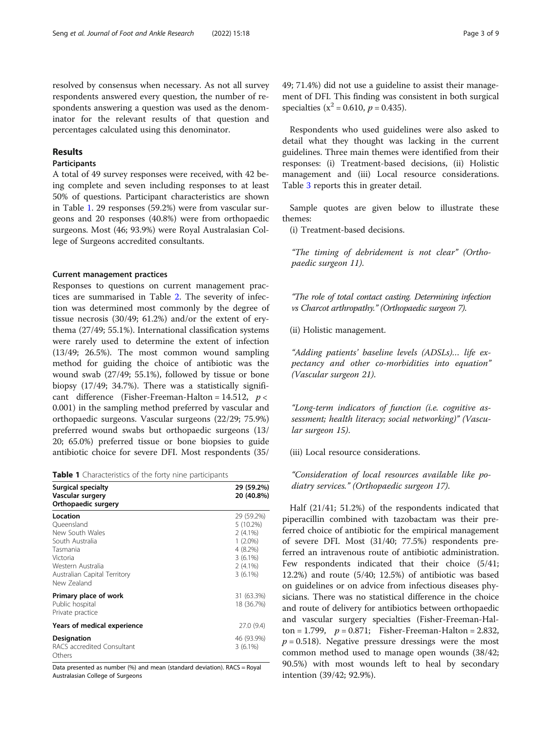resolved by consensus when necessary. As not all survey respondents answered every question, the number of respondents answering a question was used as the denominator for the relevant results of that question and percentages calculated using this denominator.

## Results

### Participants

A total of 49 survey responses were received, with 42 being complete and seven including responses to at least 50% of questions. Participant characteristics are shown in Table 1. 29 responses (59.2%) were from vascular surgeons and 20 responses (40.8%) were from orthopaedic surgeons. Most (46; 93.9%) were Royal Australasian College of Surgeons accredited consultants.

### Current management practices

Responses to questions on current management practices are summarised in Table 2. The severity of infection was determined most commonly by the degree of tissue necrosis (30/49; 61.2%) and/or the extent of erythema (27/49; 55.1%). International classification systems were rarely used to determine the extent of infection (13/49; 26.5%). The most common wound sampling method for guiding the choice of antibiotic was the wound swab (27/49; 55.1%), followed by tissue or bone biopsy (17/49; 34.7%). There was a statistically significant difference (Fisher-Freeman-Halton = 14.512, $p < 0.001$) in the sampling method preferred by vascular and orthopaedic surgeons. Vascular surgeons (22/29; 75.9%) preferred wound swabs but orthopaedic surgeons (13/20; 65.0%) preferred tissue or bone biopsies to guide antibiotic choice for severe DFI. Most respondents (35/49; 71.4%) did not use a guideline to assist their management of DFI. This finding was consistent in both surgical specialties ($x^2 = 0.610$, $p = 0.435$).

**Table 1** Characteristics of the forty nine participants

| | |
|---|---|
| **Surgical specialty** | |
| **Vascular surgery** | 29 (59.2%) |
| **Orthopaedic surgery** | 20 (40.8%) |
| **Location** | |
| Queensland | 29 (59.2%) |
| New South Wales | 5 (10.2%) |
| South Australia | 2 (4.1%) |
| Tasmania | 1 (2.0%) |
| Victoria | 4 (8.2%) |
| Western Australia | 3 (6.1%) |
| Australian Capital Territory | 2 (4.1%) |
| New Zealand | 3 (6.1%) |
| **Primary place of work** | |
| Public hospital | 31 (63.3%) |
| Private practice | 18 (36.7%) |
| **Years of medical experience** | 27.0 (9.4) |
| **Designation** | |
| RACS accredited Consultant | 46 (93.9%) |
| Others | 3 (6.1%) |

Data presented as number (%) and mean (standard deviation). RACS = Royal Australasian College of Surgeons

Respondents who used guidelines were also asked to detail what they thought was lacking in the current guidelines. Three main themes were identified from their responses: (i) Treatment-based decisions, (ii) Holistic management and (iii) Local resource considerations. Table 3 reports this in greater detail.

Sample quotes are given below to illustrate these themes:

(i) Treatment-based decisions.

*"The timing of debridement is not clear" (Orthopaedic surgeon 11).*

*"The role of total contact casting. Determining infection vs Charcot arthropathy." (Orthopaedic surgeon 7).*

(ii) Holistic management.

*"Adding patients' baseline levels (ADSLs)... life expectancy and other co-morbidities into equation" (Vascular surgeon 21).*

*"Long-term indicators of function (i.e. cognitive assessment; health literacy; social networking)" (Vascular surgeon 15).*

(iii) Local resource considerations.

*"Consideration of local resources available like podiatry services." (Orthopaedic surgeon 17).*

Half (21/41; 51.2%) of the respondents indicated that piperacillin combined with tazobactam was their preferred choice of antibiotic for the empirical management of severe DFI. Most (31/40; 77.5%) respondents preferred an intravenous route of antibiotic administration. Few respondents indicated that their choice (5/41; 12.2%) and route (5/40; 12.5%) of antibiotic was based on guidelines or on advice from infectious diseases physicians. There was no statistical difference in the choice and route of delivery for antibiotics between orthopaedic and vascular surgery specialties (Fisher-Freeman-Halton = 1.799, $p = 0.871$; Fisher-Freeman-Halton = 2.832, $p = 0.518$). Negative pressure dressings were the most common method used to manage open wounds (38/42; 90.5%) with most wounds left to heal by secondary intention (39/42; 92.9%).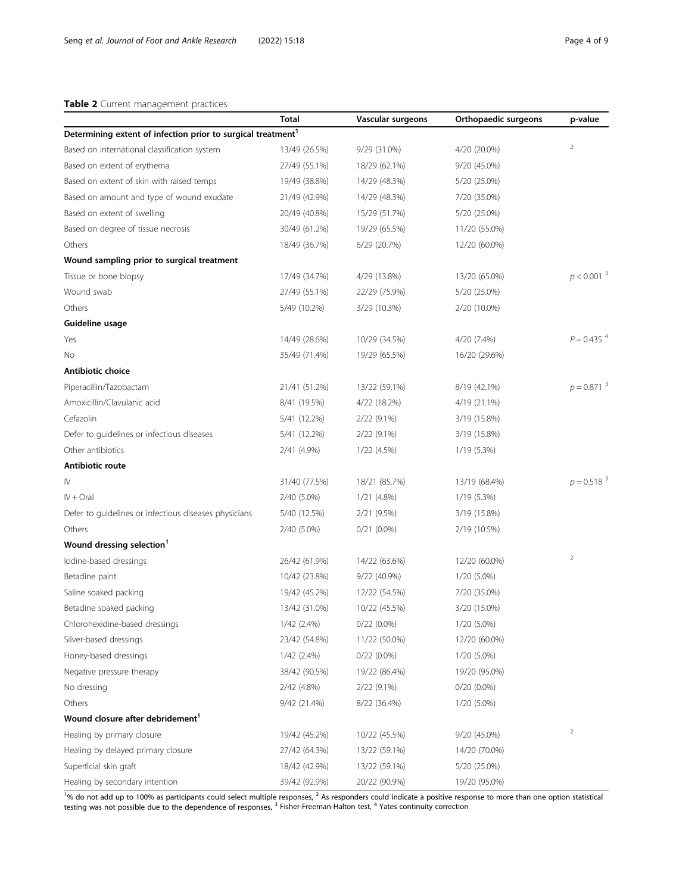**Table 2** Current management practices

| | Total | Vascular surgeons | Orthopaedic surgeons | p-value |
|---|---|---|---|---|
| **Determining extent of infection prior to surgical treatment[1]** | | | | |
| Based on international classification system | 13/49 (26.5%) | 9/29 (31.0%) | 4/20 (20.0%) | [2] |
| Based on extent of erythema | 27/49 (55.1%) | 18/29 (62.1%) | 9/20 (45.0%) | |
| Based on extent of skin with raised temps | 19/49 (38.8%) | 14/29 (48.3%) | 5/20 (25.0%) | |
| Based on amount and type of wound exudate | 21/49 (42.9%) | 14/29 (48.3%) | 7/20 (35.0%) | |
| Based on extent of swelling | 20/49 (40.8%) | 15/29 (51.7%) | 5/20 (25.0%) | |
| Based on degree of tissue necrosis | 30/49 (61.2%) | 19/29 (65.5%) | 11/20 (55.0%) | |
| Others | 18/49 (36.7%) | 6/29 (20.7%) | 12/20 (60.0%) | |
| **Wound sampling prior to surgical treatment** | | | | |
| Tissue or bone biopsy | 17/49 (34.7%) | 4/29 (13.8%) | 13/20 (65.0%) | $p < 0.001$ [3] |
| Wound swab | 27/49 (55.1%) | 22/29 (75.9%) | 5/20 (25.0%) | |
| Others | 5/49 (10.2%) | 3/29 (10.3%) | 2/20 (10.0%) | |
| **Guideline usage** | | | | |
| Yes | 14/49 (28.6%) | 10/29 (34.5%) | 4/20 (7.4%) | $P = 0.435$ [4] |
| No | 35/49 (71.4%) | 19/29 (65.5%) | 16/20 (29.6%) | |
| **Antibiotic choice** | | | | |
| Piperacillin/Tazobactam | 21/41 (51.2%) | 13/22 (59.1%) | 8/19 (42.1%) | $p = 0.871$ [3] |
| Amoxicillin/Clavulanic acid | 8/41 (19.5%) | 4/22 (18.2%) | 4/19 (21.1%) | |
| Cefazolin | 5/41 (12.2%) | 2/22 (9.1%) | 3/19 (15.8%) | |
| Defer to guidelines or infectious diseases | 5/41 (12.2%) | 2/22 (9.1%) | 3/19 (15.8%) | |
| Other antibiotics | 2/41 (4.9%) | 1/22 (4.5%) | 1/19 (5.3%) | |
| **Antibiotic route** | | | | |
| IV | 31/40 (77.5%) | 18/21 (85.7%) | 13/19 (68.4%) | $p = 0.518$ [3] |
| IV + Oral | 2/40 (5.0%) | 1/21 (4.8%) | 1/19 (5.3%) | |
| Defer to guidelines or infectious diseases physicians | 5/40 (12.5%) | 2/21 (9.5%) | 3/19 (15.8%) | |
| Others | 2/40 (5.0%) | 0/21 (0.0%) | 2/19 (10.5%) | |
| **Wound dressing selection[1]** | | | | |
| Iodine-based dressings | 26/42 (61.9%) | 14/22 (63.6%) | 12/20 (60.0%) | [2] |
| Betadine paint | 10/42 (23.8%) | 9/22 (40.9%) | 1/20 (5.0%) | |
| Saline soaked packing | 19/42 (45.2%) | 12/22 (54.5%) | 7/20 (35.0%) | |
| Betadine soaked packing | 13/42 (31.0%) | 10/22 (45.5%) | 3/20 (15.0%) | |
| Chlorohexidine-based dressings | 1/42 (2.4%) | 0/22 (0.0%) | 1/20 (5.0%) | |
| Silver-based dressings | 23/42 (54.8%) | 11/22 (50.0%) | 12/20 (60.0%) | |
| Honey-based dressings | 1/42 (2.4%) | 0/22 (0.0%) | 1/20 (5.0%) | |
| Negative pressure therapy | 38/42 (90.5%) | 19/22 (86.4%) | 19/20 (95.0%) | |
| No dressing | 2/42 (4.8%) | 2/22 (9.1%) | 0/20 (0.0%) | |
| Others | 9/42 (21.4%) | 8/22 (36.4%) | 1/20 (5.0%) | |
| **Wound closure after debridement[1]** | | | | |
| Healing by primary closure | 19/42 (45.2%) | 10/22 (45.5%) | 9/20 (45.0%) | [2] |
| Healing by delayed primary closure | 27/42 (64.3%) | 13/22 (59.1%) | 14/20 (70.0%) | |
| Superficial skin graft | 18/42 (42.9%) | 13/22 (59.1%) | 5/20 (25.0%) | |
| Healing by secondary intention | 39/42 (92.9%) | 20/22 (90.9%) | 19/20 (95.0%) | |

[1]% do not add up to 100% as participants could select multiple responses, [2] As responders could indicate a positive response to more than one option statistical testing was not possible due to the dependence of responses, [3] Fisher-Freeman-Halton test, [4] Yates continuity correction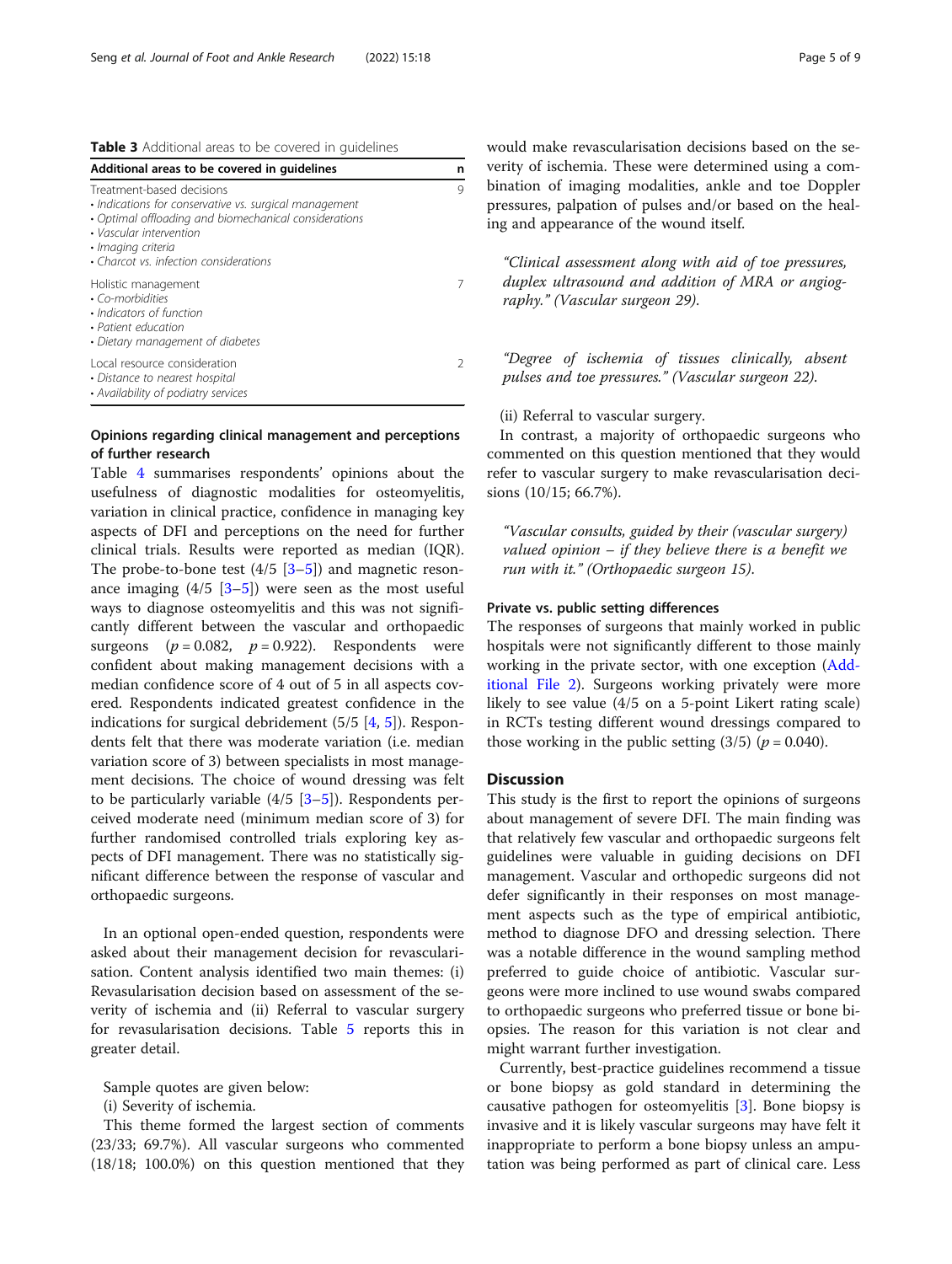**Table 3** Additional areas to be covered in guidelines

| Additional areas to be covered in guidelines | n |
|---|---|
| Treatment-based decisions<br>• *Indications for conservative vs. surgical management*<br>• *Optimal offloading and biomechanical considerations*<br>• *Vascular intervention*<br>• *Imaging criteria*<br>• *Charcot vs. infection considerations* | 9 |
| Holistic management<br>• *Co-morbidities*<br>• *Indicators of function*<br>• *Patient education*<br>• *Dietary management of diabetes* | 7 |
| Local resource consideration<br>• *Distance to nearest hospital*<br>• *Availability of podiatry services* | 2 |

### Opinions regarding clinical management and perceptions of further research

Table 4 summarises respondents' opinions about the usefulness of diagnostic modalities for osteomyelitis, variation in clinical practice, confidence in managing key aspects of DFI and perceptions on the need for further clinical trials. Results were reported as median (IQR). The probe-to-bone test (4/5 [3–5]) and magnetic resonance imaging (4/5 [3–5]) were seen as the most useful ways to diagnose osteomyelitis and this was not significantly different between the vascular and orthopaedic surgeons ($p = 0.082$, $p = 0.922$). Respondents were confident about making management decisions with a median confidence score of 4 out of 5 in all aspects covered. Respondents indicated greatest confidence in the indications for surgical debridement (5/5 [4, 5]). Respondents felt that there was moderate variation (i.e. median variation score of 3) between specialists in most management decisions. The choice of wound dressing was felt to be particularly variable (4/5 [3–5]). Respondents perceived moderate need (minimum median score of 3) for further randomised controlled trials exploring key aspects of DFI management. There was no statistically significant difference between the response of vascular and orthopaedic surgeons.

In an optional open-ended question, respondents were asked about their management decision for revascularisation. Content analysis identified two main themes: (i) Revasularisation decision based on assessment of the severity of ischemia and (ii) Referral to vascular surgery for revasularisation decisions. Table 5 reports this in greater detail.

Sample quotes are given below:

(i) Severity of ischemia.

This theme formed the largest section of comments (23/33; 69.7%). All vascular surgeons who commented (18/18; 100.0%) on this question mentioned that they would make revascularisation decisions based on the severity of ischemia. These were determined using a combination of imaging modalities, ankle and toe Doppler pressures, palpation of pulses and/or based on the healing and appearance of the wound itself.

> *"Clinical assessment along with aid of toe pressures, duplex ultrasound and addition of MRA or angiography." (Vascular surgeon 29).*

> *"Degree of ischemia of tissues clinically, absent pulses and toe pressures." (Vascular surgeon 22).*

(ii) Referral to vascular surgery.

In contrast, a majority of orthopaedic surgeons who commented on this question mentioned that they would refer to vascular surgery to make revascularisation decisions (10/15; 66.7%).

> *"Vascular consults, guided by their (vascular surgery) valued opinion – if they believe there is a benefit we run with it." (Orthopaedic surgeon 15).*

### Private vs. public setting differences

The responses of surgeons that mainly worked in public hospitals were not significantly different to those mainly working in the private sector, with one exception (Additional File 2). Surgeons working privately were more likely to see value (4/5 on a 5-point Likert rating scale) in RCTs testing different wound dressings compared to those working in the public setting (3/5) ($p = 0.040$).

## Discussion

This study is the first to report the opinions of surgeons about management of severe DFI. The main finding was that relatively few vascular and orthopaedic surgeons felt guidelines were valuable in guiding decisions on DFI management. Vascular and orthopedic surgeons did not defer significantly in their responses on most management aspects such as the type of empirical antibiotic, method to diagnose DFO and dressing selection. There was a notable difference in the wound sampling method preferred to guide choice of antibiotic. Vascular surgeons were more inclined to use wound swabs compared to orthopaedic surgeons who preferred tissue or bone biopsies. The reason for this variation is not clear and might warrant further investigation.

Currently, best-practice guidelines recommend a tissue or bone biopsy as gold standard in determining the causative pathogen for osteomyelitis [3]. Bone biopsy is invasive and it is likely vascular surgeons may have felt it inappropriate to perform a bone biopsy unless an amputation was being performed as part of clinical care. Less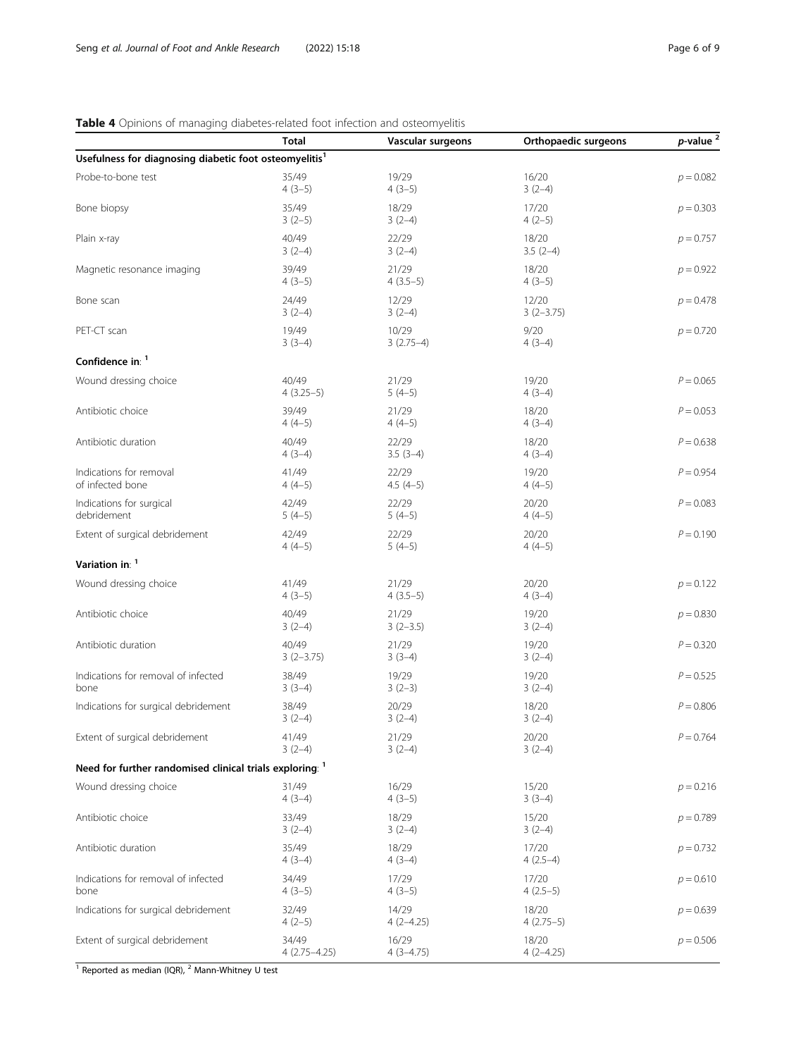**Table 4** Opinions of managing diabetes-related foot infection and osteomyelitis

| | Total | Vascular surgeons | Orthopaedic surgeons | *p*-value [2] |
|---|---|---|---|---|
| **Usefulness for diagnosing diabetic foot osteomyelitis[1]** | | | | |
| Probe-to-bone test | 35/49<br>4 (3–5) | 19/29<br>4 (3–5) | 16/20<br>3 (2–4) | $p = 0.082$ |
| Bone biopsy | 35/49<br>3 (2–5) | 18/29<br>3 (2–4) | 17/20<br>4 (2–5) | $p = 0.303$ |
| Plain x-ray | 40/49<br>3 (2–4) | 22/29<br>3 (2–4) | 18/20<br>3.5 (2–4) | $p = 0.757$ |
| Magnetic resonance imaging | 39/49<br>4 (3–5) | 21/29<br>4 (3.5–5) | 18/20<br>4 (3–5) | $p = 0.922$ |
| Bone scan | 24/49<br>3 (2–4) | 12/29<br>3 (2–4) | 12/20<br>3 (2–3.75) | $p = 0.478$ |
| PET-CT scan | 19/49<br>3 (3–4) | 10/29<br>3 (2.75–4) | 9/20<br>4 (3–4) | $p = 0.720$ |
| **Confidence in: [1]** | | | | |
| Wound dressing choice | 40/49<br>4 (3.25–5) | 21/29<br>5 (4–5) | 19/20<br>4 (3–4) | $P = 0.065$ |
| Antibiotic choice | 39/49<br>4 (4–5) | 21/29<br>4 (4–5) | 18/20<br>4 (3–4) | $P = 0.053$ |
| Antibiotic duration | 40/49<br>4 (3–4) | 22/29<br>3.5 (3–4) | 18/20<br>4 (3–4) | $P = 0.638$ |
| Indications for removal of infected bone | 41/49<br>4 (4–5) | 22/29<br>4.5 (4–5) | 19/20<br>4 (4–5) | $P = 0.954$ |
| Indications for surgical debridement | 42/49<br>5 (4–5) | 22/29<br>5 (4–5) | 20/20<br>4 (4–5) | $P = 0.083$ |
| Extent of surgical debridement | 42/49<br>4 (4–5) | 22/29<br>5 (4–5) | 20/20<br>4 (4–5) | $P = 0.190$ |
| **Variation in: [1]** | | | | |
| Wound dressing choice | 41/49<br>4 (3–5) | 21/29<br>4 (3.5–5) | 20/20<br>4 (3–4) | $p = 0.122$ |
| Antibiotic choice | 40/49<br>3 (2–4) | 21/29<br>3 (2–3.5) | 19/20<br>3 (2–4) | $p = 0.830$ |
| Antibiotic duration | 40/49<br>3 (2–3.75) | 21/29<br>3 (3–4) | 19/20<br>3 (2–4) | $P = 0.320$ |
| Indications for removal of infected bone | 38/49<br>3 (3–4) | 19/29<br>3 (2–3) | 19/20<br>3 (2–4) | $P = 0.525$ |
| Indications for surgical debridement | 38/49<br>3 (2–4) | 20/29<br>3 (2–4) | 18/20<br>3 (2–4) | $P = 0.806$ |
| Extent of surgical debridement | 41/49<br>3 (2–4) | 21/29<br>3 (2–4) | 20/20<br>3 (2–4) | $P = 0.764$ |
| **Need for further randomised clinical trials exploring: [1]** | | | | |
| Wound dressing choice | 31/49<br>4 (3–4) | 16/29<br>4 (3–5) | 15/20<br>3 (3–4) | $p = 0.216$ |
| Antibiotic choice | 33/49<br>3 (2–4) | 18/29<br>3 (2–4) | 15/20<br>3 (2–4) | $p = 0.789$ |
| Antibiotic duration | 35/49<br>4 (3–4) | 18/29<br>4 (3–4) | 17/20<br>4 (2.5–4) | $p = 0.732$ |
| Indications for removal of infected bone | 34/49<br>4 (3–5) | 17/29<br>4 (3–5) | 17/20<br>4 (2.5–5) | $p = 0.610$ |
| Indications for surgical debridement | 32/49<br>4 (2–5) | 14/29<br>4 (2–4.25) | 18/20<br>4 (2.75–5) | $p = 0.639$ |
| Extent of surgical debridement | 34/49<br>4 (2.75–4.25) | 16/29<br>4 (3–4.75) | 18/20<br>4 (2–4.25) | $p = 0.506$ |

[1] Reported as median (IQR), [2] Mann-Whitney U test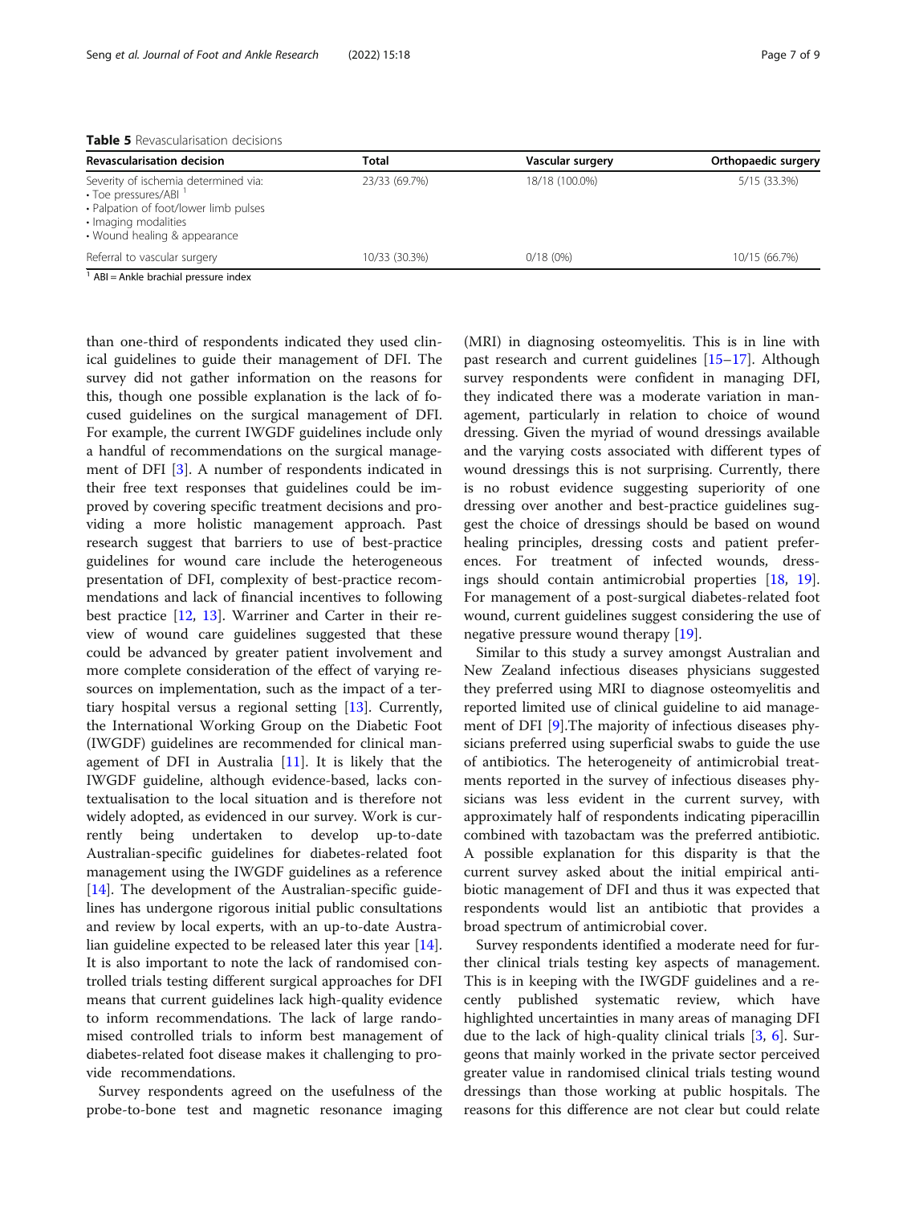**Table 5** Revascularisation decisions

| Revascularisation decision | Total | Vascular surgery | Orthopaedic surgery |
| --- | --- | --- | --- |
| Severity of ischemia determined via: • Toe pressures/ABI [1] • Palpation of foot/lower limb pulses • Imaging modalities • Wound healing & appearance | 23/33 (69.7%) | 18/18 (100.0%) | 5/15 (33.3%) |
| Referral to vascular surgery | 10/33 (30.3%) | 0/18 (0%) | 10/15 (66.7%) |

[1] ABI = Ankle brachial pressure index

than one-third of respondents indicated they used clinical guidelines to guide their management of DFI. The survey did not gather information on the reasons for this, though one possible explanation is the lack of focused guidelines on the surgical management of DFI. For example, the current IWGDF guidelines include only a handful of recommendations on the surgical management of DFI [3]. A number of respondents indicated in their free text responses that guidelines could be improved by covering specific treatment decisions and providing a more holistic management approach. Past research suggest that barriers to use of best-practice guidelines for wound care include the heterogeneous presentation of DFI, complexity of best-practice recommendations and lack of financial incentives to following best practice [12, 13]. Warriner and Carter in their review of wound care guidelines suggested that these could be advanced by greater patient involvement and more complete consideration of the effect of varying resources on implementation, such as the impact of a tertiary hospital versus a regional setting [13]. Currently, the International Working Group on the Diabetic Foot (IWGDF) guidelines are recommended for clinical management of DFI in Australia [11]. It is likely that the IWGDF guideline, although evidence-based, lacks contextualisation to the local situation and is therefore not widely adopted, as evidenced in our survey. Work is currently being undertaken to develop up-to-date Australian-specific guidelines for diabetes-related foot management using the IWGDF guidelines as a reference [14]. The development of the Australian-specific guidelines has undergone rigorous initial public consultations and review by local experts, with an up-to-date Australian guideline expected to be released later this year [14]. It is also important to note the lack of randomised controlled trials testing different surgical approaches for DFI means that current guidelines lack high-quality evidence to inform recommendations. The lack of large randomised controlled trials to inform best management of diabetes-related foot disease makes it challenging to provide recommendations.

Survey respondents agreed on the usefulness of the probe-to-bone test and magnetic resonance imaging (MRI) in diagnosing osteomyelitis. This is in line with past research and current guidelines [15–17]. Although survey respondents were confident in managing DFI, they indicated there was a moderate variation in management, particularly in relation to choice of wound dressing. Given the myriad of wound dressings available and the varying costs associated with different types of wound dressings this is not surprising. Currently, there is no robust evidence suggesting superiority of one dressing over another and best-practice guidelines suggest the choice of dressings should be based on wound healing principles, dressing costs and patient preferences. For treatment of infected wounds, dressings should contain antimicrobial properties [18, 19]. For management of a post-surgical diabetes-related foot wound, current guidelines suggest considering the use of negative pressure wound therapy [19].

Similar to this study a survey amongst Australian and New Zealand infectious diseases physicians suggested they preferred using MRI to diagnose osteomyelitis and reported limited use of clinical guideline to aid management of DFI [9].The majority of infectious diseases physicians preferred using superficial swabs to guide the use of antibiotics. The heterogeneity of antimicrobial treatments reported in the survey of infectious diseases physicians was less evident in the current survey, with approximately half of respondents indicating piperacillin combined with tazobactam was the preferred antibiotic. A possible explanation for this disparity is that the current survey asked about the initial empirical antibiotic management of DFI and thus it was expected that respondents would list an antibiotic that provides a broad spectrum of antimicrobial cover.

Survey respondents identified a moderate need for further clinical trials testing key aspects of management. This is in keeping with the IWGDF guidelines and a recently published systematic review, which have highlighted uncertainties in many areas of managing DFI due to the lack of high-quality clinical trials [3, 6]. Surgeons that mainly worked in the private sector perceived greater value in randomised clinical trials testing wound dressings than those working at public hospitals. The reasons for this difference are not clear but could relate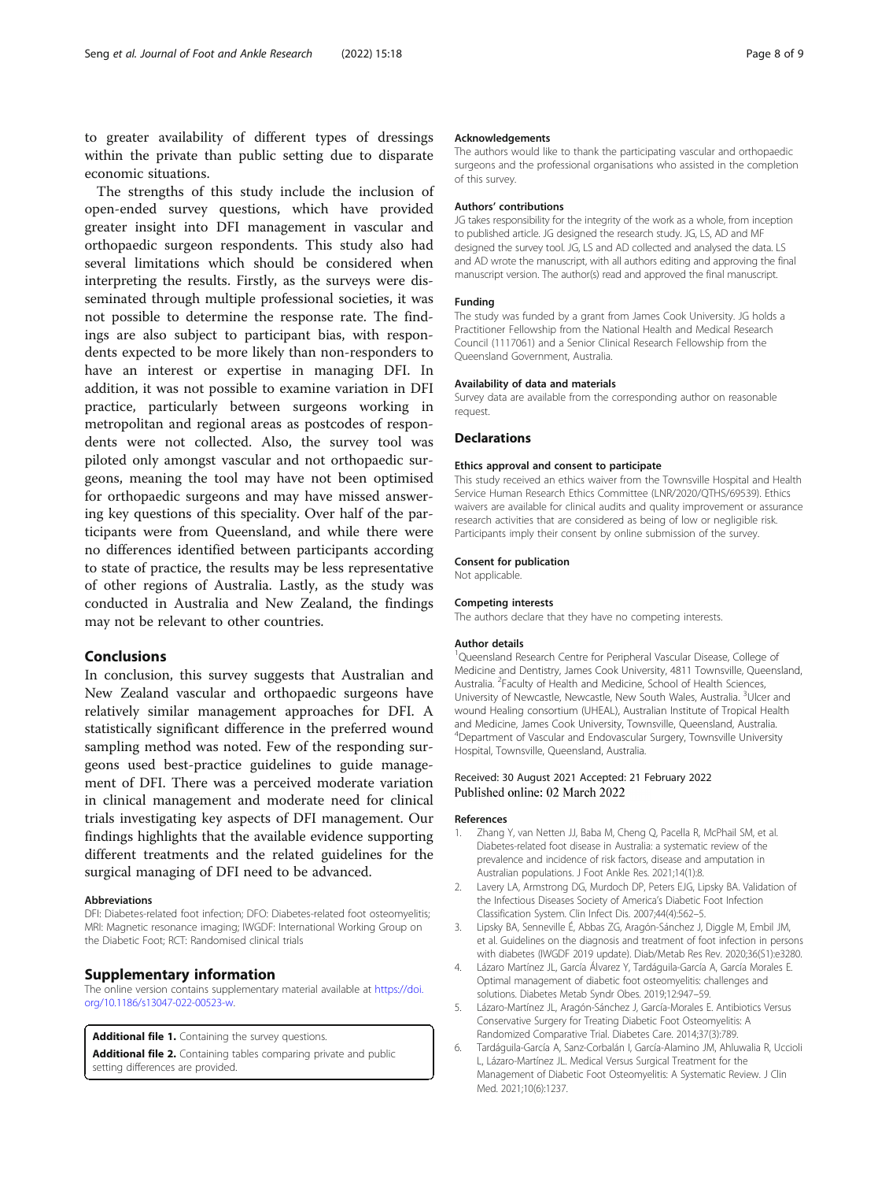to greater availability of different types of dressings within the private than public setting due to disparate economic situations.

The strengths of this study include the inclusion of open-ended survey questions, which have provided greater insight into DFI management in vascular and orthopaedic surgeon respondents. This study also had several limitations which should be considered when interpreting the results. Firstly, as the surveys were disseminated through multiple professional societies, it was not possible to determine the response rate. The findings are also subject to participant bias, with respondents expected to be more likely than non-responders to have an interest or expertise in managing DFI. In addition, it was not possible to examine variation in DFI practice, particularly between surgeons working in metropolitan and regional areas as postcodes of respondents were not collected. Also, the survey tool was piloted only amongst vascular and not orthopaedic surgeons, meaning the tool may have not been optimised for orthopaedic surgeons and may have missed answering key questions of this speciality. Over half of the participants were from Queensland, and while there were no differences identified between participants according to state of practice, the results may be less representative of other regions of Australia. Lastly, as the study was conducted in Australia and New Zealand, the findings may not be relevant to other countries.

## Conclusions

In conclusion, this survey suggests that Australian and New Zealand vascular and orthopaedic surgeons have relatively similar management approaches for DFI. A statistically significant difference in the preferred wound sampling method was noted. Few of the responding surgeons used best-practice guidelines to guide management of DFI. There was a perceived moderate variation in clinical management and moderate need for clinical trials investigating key aspects of DFI management. Our findings highlights that the available evidence supporting different treatments and the related guidelines for the surgical managing of DFI need to be advanced.

#### Abbreviations

DFI: Diabetes-related foot infection; DFO: Diabetes-related foot osteomyelitis; MRI: Magnetic resonance imaging; IWGDF: International Working Group on the Diabetic Foot; RCT: Randomised clinical trials

## Supplementary information

The online version contains supplementary material available at https://doi.org/10.1186/s13047-022-00523-w.

**Additional file 1.** Containing the survey questions.

**Additional file 2.** Containing tables comparing private and public setting differences are provided.

#### Acknowledgements

The authors would like to thank the participating vascular and orthopaedic surgeons and the professional organisations who assisted in the completion of this survey.

#### Authors' contributions

JG takes responsibility for the integrity of the work as a whole, from inception to published article. JG designed the research study. JG, LS, AD and MF designed the survey tool. JG, LS and AD collected and analysed the data. LS and AD wrote the manuscript, with all authors editing and approving the final manuscript version. The author(s) read and approved the final manuscript.

#### Funding

The study was funded by a grant from James Cook University. JG holds a Practitioner Fellowship from the National Health and Medical Research Council (1117061) and a Senior Clinical Research Fellowship from the Queensland Government, Australia.

#### Availability of data and materials

Survey data are available from the corresponding author on reasonable request.

## Declarations

#### Ethics approval and consent to participate

This study received an ethics waiver from the Townsville Hospital and Health Service Human Research Ethics Committee (LNR/2020/QTHS/69539). Ethics waivers are available for clinical audits and quality improvement or assurance research activities that are considered as being of low or negligible risk. Participants imply their consent by online submission of the survey.

#### Consent for publication

Not applicable.

#### Competing interests

The authors declare that they have no competing interests.

#### Author details

[1]Queensland Research Centre for Peripheral Vascular Disease, College of Medicine and Dentistry, James Cook University, 4811 Townsville, Queensland, Australia. [2]Faculty of Health and Medicine, School of Health Sciences, University of Newcastle, Newcastle, New South Wales, Australia. [3]Ulcer and wound Healing consortium (UHEAL), Australian Institute of Tropical Health and Medicine, James Cook University, Townsville, Queensland, Australia. [4]Department of Vascular and Endovascular Surgery, Townsville University Hospital, Townsville, Queensland, Australia.

Received: 30 August 2021 Accepted: 21 February 2022
Published online: 02 March 2022

#### References

1. Zhang Y, van Netten JJ, Baba M, Cheng Q, Pacella R, McPhail SM, et al. Diabetes-related foot disease in Australia: a systematic review of the prevalence and incidence of risk factors, disease and amputation in Australian populations. J Foot Ankle Res. 2021;14(1):8.
2. Lavery LA, Armstrong DG, Murdoch DP, Peters EJG, Lipsky BA. Validation of the Infectious Diseases Society of America's Diabetic Foot Infection Classification System. Clin Infect Dis. 2007;44(4):562–5.
3. Lipsky BA, Senneville É, Abbas ZG, Aragón-Sánchez J, Diggle M, Embil JM, et al. Guidelines on the diagnosis and treatment of foot infection in persons with diabetes (IWGDF 2019 update). Diab/Metab Res Rev. 2020;36(S1):e3280.
4. Lázaro Martínez JL, García Álvarez Y, Tardáguila-García A, García Morales E. Optimal management of diabetic foot osteomyelitis: challenges and solutions. Diabetes Metab Syndr Obes. 2019;12:947–59.
5. Lázaro-Martínez JL, Aragón-Sánchez J, García-Morales E. Antibiotics Versus Conservative Surgery for Treating Diabetic Foot Osteomyelitis: A Randomized Comparative Trial. Diabetes Care. 2014;37(3):789.
6. Tardáguila-García A, Sanz-Corbalán I, García-Alamino JM, Ahluwalia R, Uccioli L, Lázaro-Martínez JL. Medical Versus Surgical Treatment for the Management of Diabetic Foot Osteomyelitis: A Systematic Review. J Clin Med. 2021;10(6):1237.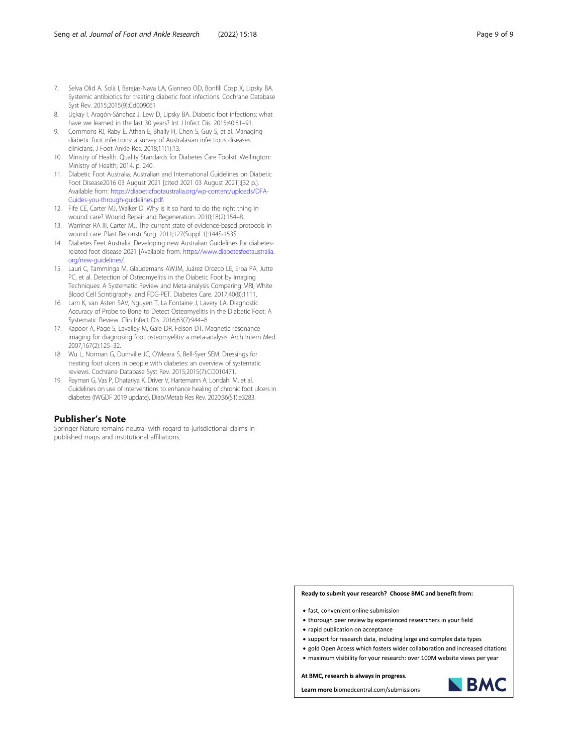7. Selva Olid A, Solà I, Barajas-Nava LA, Gianneo OD, Bonfill Cosp X, Lipsky BA. Systemic antibiotics for treating diabetic foot infections. Cochrane Database Syst Rev. 2015;2015(9):Cd009061
8. Uçkay I, Aragón-Sánchez J, Lew D, Lipsky BA. Diabetic foot infections: what have we learned in the last 30 years? Int J Infect Dis. 2015;40:81–91.
9. Commons RJ, Raby E, Athan E, Bhally H, Chen S, Guy S, et al. Managing diabetic foot infections: a survey of Australasian infectious diseases clinicians. J Foot Ankle Res. 2018;11(1):13.
10. Ministry of Health. Quality Standards for Diabetes Care Toolkit. Wellington: Ministry of Health; 2014. p. 240.
11. Diabetic Foot Australia. Australian and International Guidelines on Diabetic Foot Disease2016 03 August 2021 [cited 2021 03 August 2021]:[32 p.]. Available from: https://diabeticfootaustralia.org/wp-content/uploads/DFA-Guides-you-through-guidelines.pdf.
12. Fife CE, Carter MJ, Walker D. Why is it so hard to do the right thing in wound care? Wound Repair and Regeneration. 2010;18(2):154–8.
13. Warriner RA III, Carter MJ. The current state of evidence-based protocols in wound care. Plast Reconstr Surg. 2011;127(Suppl 1):144S-153S.
14. Diabetes Feet Australia. Developing new Australian Guidelines for diabetes-related foot disease 2021 [Available from: https://www.diabetesfeetaustralia.org/new-guidelines/.
15. Lauri C, Tamminga M, Glaudemans AWJM, Juárez Orozco LE, Erba PA, Jutte PC, et al. Detection of Osteomyelitis in the Diabetic Foot by Imaging Techniques: A Systematic Review and Meta-analysis Comparing MRI, White Blood Cell Scintigraphy, and FDG-PET. Diabetes Care. 2017;40(8):1111.
16. Lam K, van Asten SAV, Nguyen T, La Fontaine J, Lavery LA. Diagnostic Accuracy of Probe to Bone to Detect Osteomyelitis in the Diabetic Foot: A Systematic Review. Clin Infect Dis. 2016;63(7):944–8.
17. Kapoor A, Page S, Lavalley M, Gale DR, Felson DT. Magnetic resonance imaging for diagnosing foot osteomyelitis: a meta-analysis. Arch Intern Med. 2007;167(2):125–32.
18. Wu L, Norman G, Dumville JC, O'Meara S, Bell-Syer SEM. Dressings for treating foot ulcers in people with diabetes: an overview of systematic reviews. Cochrane Database Syst Rev. 2015;2015(7):CD010471.
19. Rayman G, Vas P, Dhatariya K, Driver V, Hartemann A, Londahl M, et al. Guidelines on use of interventions to enhance healing of chronic foot ulcers in diabetes (IWGDF 2019 update). Diab/Metab Res Rev. 2020;36(S1):e3283.

## Publisher's Note

Springer Nature remains neutral with regard to jurisdictional claims in published maps and institutional affiliations.

**Ready to submit your research? Choose BMC and benefit from:**

- fast, convenient online submission
- thorough peer review by experienced researchers in your field
- rapid publication on acceptance
- support for research data, including large and complex data types
- gold Open Access which fosters wider collaboration and increased citations
- maximum visibility for your research: over 100M website views per year

**At BMC, research is always in progress.**

**Learn more** biomedcentral.com/submissions